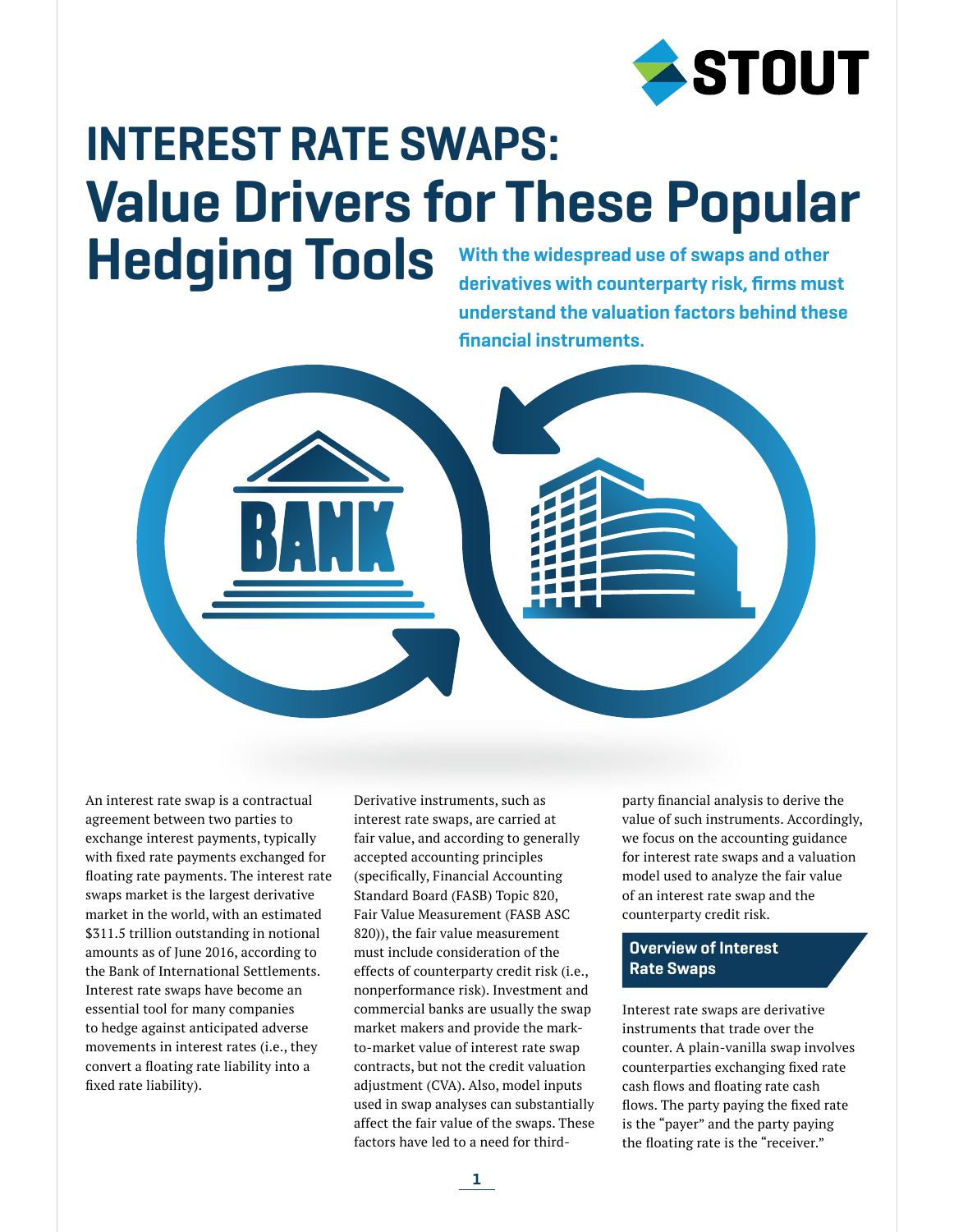# INTEREST RATE SWAPS: Value Drivers for These Popular Hedging Tools

**With the widespread use of swaps and other derivatives with counterparty risk, firms must understand the valuation factors behind these financial instruments.**

An interest rate swap is a contractual agreement between two parties to exchange interest payments, typically with fixed rate payments exchanged for floating rate payments. The interest rate swaps market is the largest derivative market in the world, with an estimated $311.5 trillion outstanding in notional amounts as of June 2016, according to the Bank of International Settlements. Interest rate swaps have become an essential tool for many companies to hedge against anticipated adverse movements in interest rates (i.e., they convert a floating rate liability into a fixed rate liability).

Derivative instruments, such as interest rate swaps, are carried at fair value, and according to generally accepted accounting principles (specifically, Financial Accounting Standard Board (FASB) Topic 820, Fair Value Measurement (FASB ASC 820)), the fair value measurement must include consideration of the effects of counterparty credit risk (i.e., nonperformance risk). Investment and commercial banks are usually the swap market makers and provide the mark-to-market value of interest rate swap contracts, but not the credit valuation adjustment (CVA). Also, model inputs used in swap analyses can substantially affect the fair value of the swaps. These factors have led to a need for third-party financial analysis to derive the value of such instruments. Accordingly, we focus on the accounting guidance for interest rate swaps and a valuation model used to analyze the fair value of an interest rate swap and the counterparty credit risk.

## Overview of Interest Rate Swaps

Interest rate swaps are derivative instruments that trade over the counter. A plain-vanilla swap involves counterparties exchanging fixed rate cash flows and floating rate cash flows. The party paying the fixed rate is the "payer" and the party paying the floating rate is the "receiver."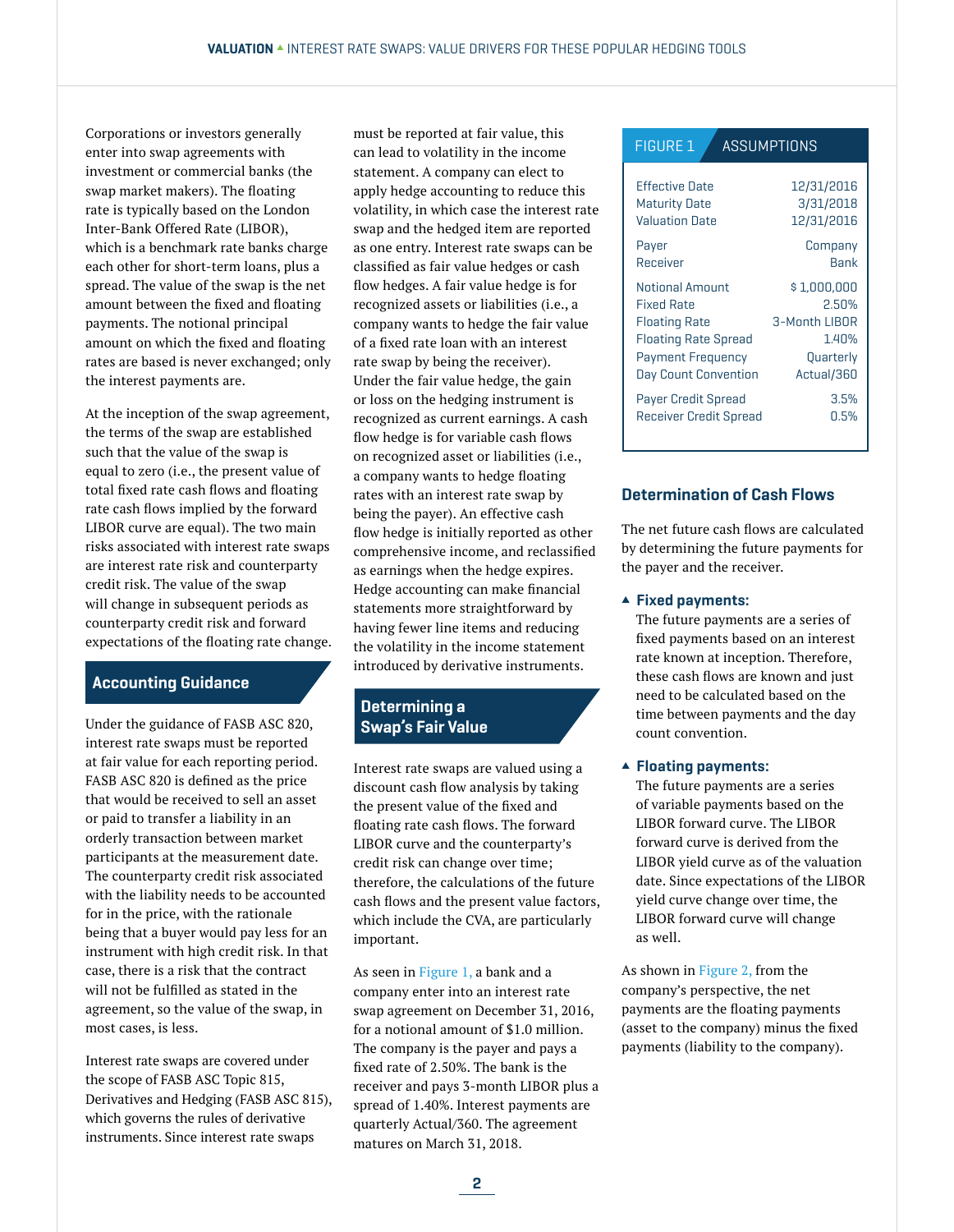Corporations or investors generally enter into swap agreements with investment or commercial banks (the swap market makers). The floating rate is typically based on the London Inter-Bank Offered Rate (LIBOR), which is a benchmark rate banks charge each other for short-term loans, plus a spread. The value of the swap is the net amount between the fixed and floating payments. The notional principal amount on which the fixed and floating rates are based is never exchanged; only the interest payments are.

At the inception of the swap agreement, the terms of the swap are established such that the value of the swap is equal to zero (i.e., the present value of total fixed rate cash flows and floating rate cash flows implied by the forward LIBOR curve are equal). The two main risks associated with interest rate swaps are interest rate risk and counterparty credit risk. The value of the swap will change in subsequent periods as counterparty credit risk and forward expectations of the floating rate change.

## Accounting Guidance

Under the guidance of FASB ASC 820, interest rate swaps must be reported at fair value for each reporting period. FASB ASC 820 is defined as the price that would be received to sell an asset or paid to transfer a liability in an orderly transaction between market participants at the measurement date. The counterparty credit risk associated with the liability needs to be accounted for in the price, with the rationale being that a buyer would pay less for an instrument with high credit risk. In that case, there is a risk that the contract will not be fulfilled as stated in the agreement, so the value of the swap, in most cases, is less.

Interest rate swaps are covered under the scope of FASB ASC Topic 815, Derivatives and Hedging (FASB ASC 815), which governs the rules of derivative instruments. Since interest rate swaps must be reported at fair value, this can lead to volatility in the income statement. A company can elect to apply hedge accounting to reduce this volatility, in which case the interest rate swap and the hedged item are reported as one entry. Interest rate swaps can be classified as fair value hedges or cash flow hedges. A fair value hedge is for recognized assets or liabilities (i.e., a company wants to hedge the fair value of a fixed rate loan with an interest rate swap by being the receiver). Under the fair value hedge, the gain or loss on the hedging instrument is recognized as current earnings. A cash flow hedge is for variable cash flows on recognized asset or liabilities (i.e., a company wants to hedge floating rates with an interest rate swap by being the payer). An effective cash flow hedge is initially reported as other comprehensive income, and reclassified as earnings when the hedge expires. Hedge accounting can make financial statements more straightforward by having fewer line items and reducing the volatility in the income statement introduced by derivative instruments.

## Determining a Swap's Fair Value

Interest rate swaps are valued using a discount cash flow analysis by taking the present value of the fixed and floating rate cash flows. The forward LIBOR curve and the counterparty's credit risk can change over time; therefore, the calculations of the future cash flows and the present value factors, which include the CVA, are particularly important.

As seen in Figure 1, a bank and a company enter into an interest rate swap agreement on December 31, 2016, for a notional amount of $1.0 million. The company is the payer and pays a fixed rate of 2.50%. The bank is the receiver and pays 3-month LIBOR plus a spread of 1.40%. Interest payments are quarterly Actual/360. The agreement matures on March 31, 2018.

**FIGURE 1 ASSUMPTIONS**

| | |
|---|---|
| Effective Date | 12/31/2016 |
| Maturity Date | 3/31/2018 |
| Valuation Date | 12/31/2016 |
| Payer | Company |
| Receiver | Bank |
| Notional Amount | $ 1,000,000 |
| Fixed Rate | 2.50% |
| Floating Rate | 3-Month LIBOR |
| Floating Rate Spread | 1.40% |
| Payment Frequency | Quarterly |
| Day Count Convention | Actual/360 |
| Payer Credit Spread | 3.5% |
| Receiver Credit Spread | 0.5% |

### Determination of Cash Flows

The net future cash flows are calculated by determining the future payments for the payer and the receiver.

- **Fixed payments:** The future payments are a series of fixed payments based on an interest rate known at inception. Therefore, these cash flows are known and just need to be calculated based on the time between payments and the day count convention.
- **Floating payments:** The future payments are a series of variable payments based on the LIBOR forward curve. The LIBOR forward curve is derived from the LIBOR yield curve as of the valuation date. Since expectations of the LIBOR yield curve change over time, the LIBOR forward curve will change as well.

As shown in Figure 2, from the company's perspective, the net payments are the floating payments (asset to the company) minus the fixed payments (liability to the company).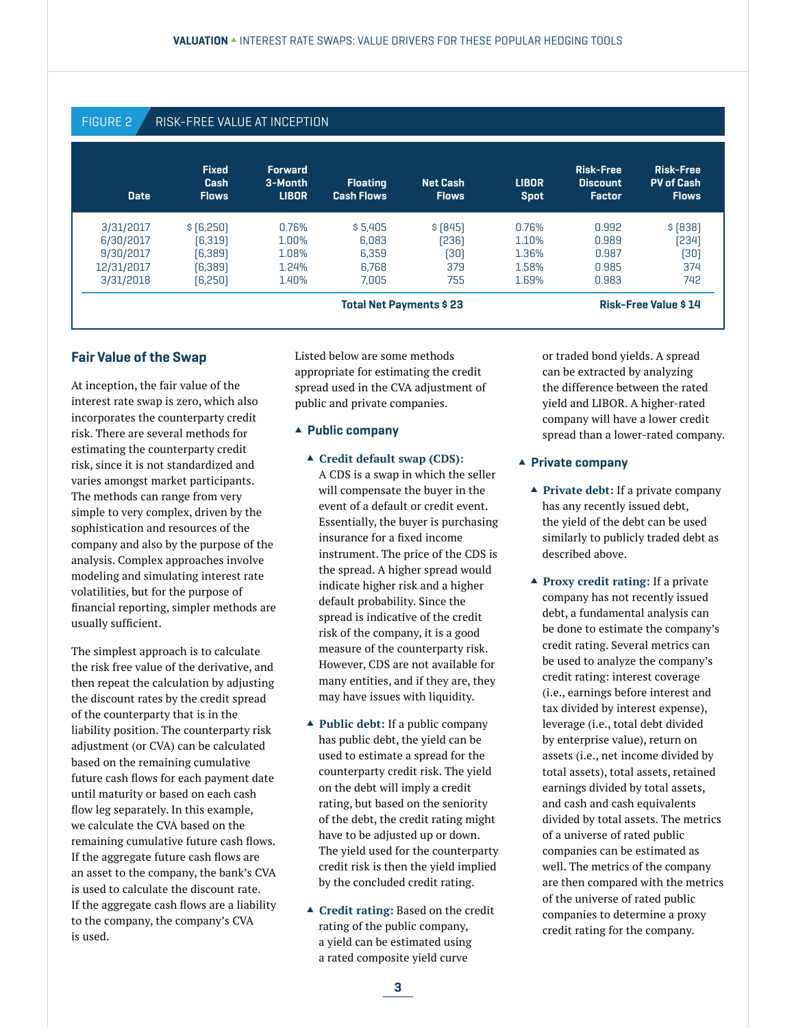FIGURE 2 RISK-FREE VALUE AT INCEPTION

| Date | Fixed Cash Flows | Forward 3-Month LIBOR | Floating Cash Flows | Net Cash Flows | LIBOR Spot | Risk-Free Discount Factor | Risk-Free PV of Cash Flows |
|---|---|---|---|---|---|---|---|
| 3/31/2017 | $ (6,250) | 0.76% | $ 5,405 | $ (845) | 0.76% | 0.992 | $ (838) |
| 6/30/2017 | (6,319) | 1.00% | 6,083 | (236) | 1.10% | 0.989 | (234) |
| 9/30/2017 | (6,389) | 1.08% | 6,359 | (30) | 1.36% | 0.987 | (30) |
| 12/31/2017 | (6,389) | 1.24% | 6,768 | 379 | 1.58% | 0.985 | 374 |
| 3/31/2018 | (6,250) | 1.40% | 7,005 | 755 | 1.69% | 0.983 | 742 |
| | | | | Total Net Payments $ 23 | | | Risk-Free Value $ 14 |

## Fair Value of the Swap

At inception, the fair value of the interest rate swap is zero, which also incorporates the counterparty credit risk. There are several methods for estimating the counterparty credit risk, since it is not standardized and varies amongst market participants. The methods can range from very simple to very complex, driven by the sophistication and resources of the company and also by the purpose of the analysis. Complex approaches involve modeling and simulating interest rate volatilities, but for the purpose of financial reporting, simpler methods are usually sufficient.

The simplest approach is to calculate the risk free value of the derivative, and then repeat the calculation by adjusting the discount rates by the credit spread of the counterparty that is in the liability position. The counterparty risk adjustment (or CVA) can be calculated based on the remaining cumulative future cash flows for each payment date until maturity or based on each cash flow leg separately. In this example, we calculate the CVA based on the remaining cumulative future cash flows. If the aggregate future cash flows are an asset to the company, the bank's CVA is used to calculate the discount rate. If the aggregate cash flows are a liability to the company, the company's CVA is used.

Listed below are some methods appropriate for estimating the credit spread used in the CVA adjustment of public and private companies.

- **Public company**
  - **Credit default swap (CDS):** A CDS is a swap in which the seller will compensate the buyer in the event of a default or credit event. Essentially, the buyer is purchasing insurance for a fixed income instrument. The price of the CDS is the spread. A higher spread would indicate higher risk and a higher default probability. Since the spread is indicative of the credit risk of the company, it is a good measure of the counterparty risk. However, CDS are not available for many entities, and if they are, they may have issues with liquidity.
  - **Public debt:** If a public company has public debt, the yield can be used to estimate a spread for the counterparty credit risk. The yield on the debt will imply a credit rating, but based on the seniority of the debt, the credit rating might have to be adjusted up or down. The yield used for the counterparty credit risk is then the yield implied by the concluded credit rating.
  - **Credit rating:** Based on the credit rating of the public company, a yield can be estimated using a rated composite yield curve or traded bond yields. A spread can be extracted by analyzing the difference between the rated yield and LIBOR. A higher-rated company will have a lower credit spread than a lower-rated company.
- **Private company**
  - **Private debt:** If a private company has any recently issued debt, the yield of the debt can be used similarly to publicly traded debt as described above.
  - **Proxy credit rating:** If a private company has not recently issued debt, a fundamental analysis can be done to estimate the company's credit rating. Several metrics can be used to analyze the company's credit rating: interest coverage (i.e., earnings before interest and tax divided by interest expense), leverage (i.e., total debt divided by enterprise value), return on assets (i.e., net income divided by total assets), total assets, retained earnings divided by total assets, and cash and cash equivalents divided by total assets. The metrics of a universe of rated public companies can be estimated as well. The metrics of the company are then compared with the metrics of the universe of rated public companies to determine a proxy credit rating for the company.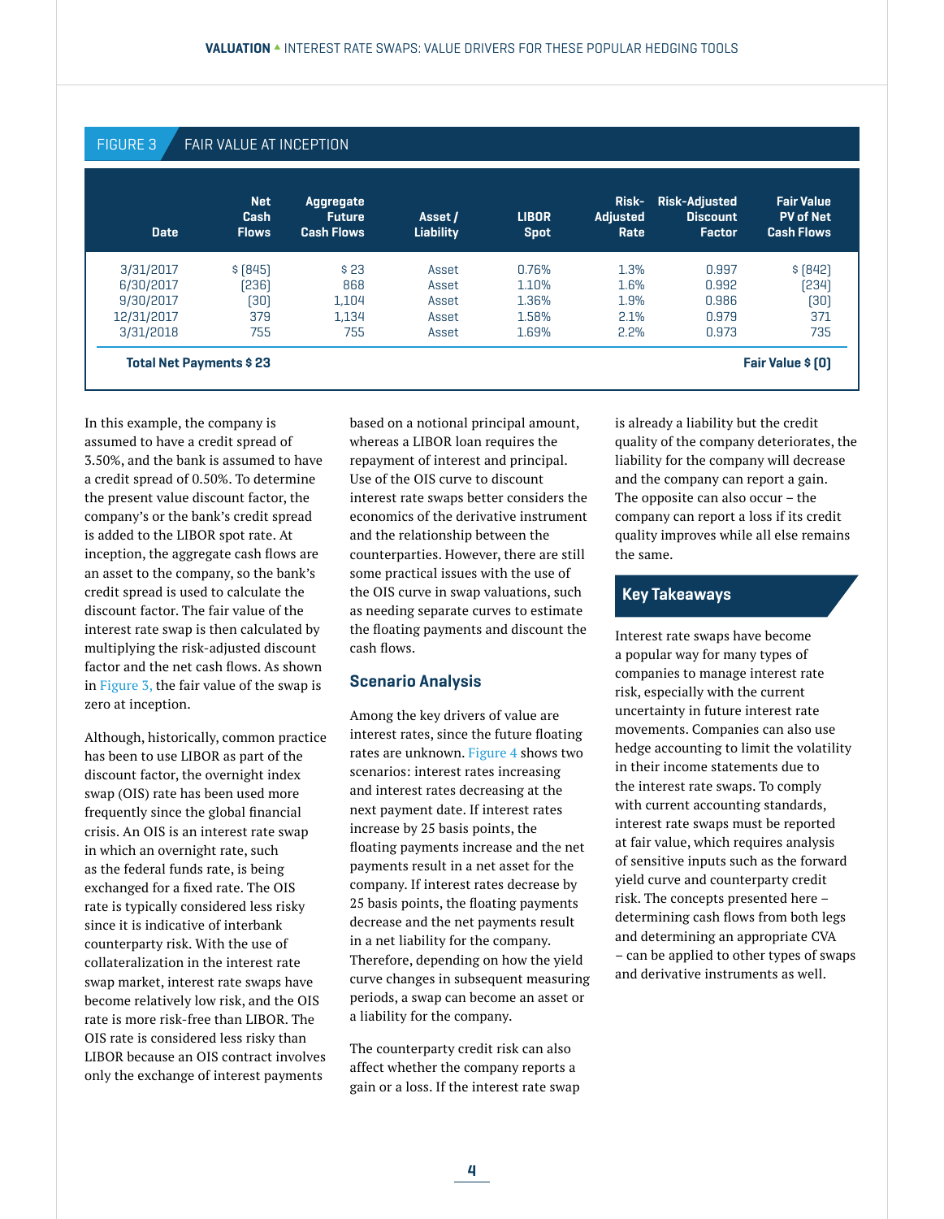**FIGURE 3** FAIR VALUE AT INCEPTION

| Date | Net Cash Flows | Aggregate Future Cash Flows | Asset / Liability | LIBOR Spot | Risk-Adjusted Rate | Risk-Adjusted Discount Factor | Fair Value PV of Net Cash Flows |
|---|---|---|---|---|---|---|---|
| 3/31/2017 | $ (845) | $ 23 | Asset | 0.76% | 1.3% | 0.997 | $ (842) |
| 6/30/2017 | (236) | 868 | Asset | 1.10% | 1.6% | 0.992 | (234) |
| 9/30/2017 | (30) | 1,104 | Asset | 1.36% | 1.9% | 0.986 | (30) |
| 12/31/2017 | 379 | 1,134 | Asset | 1.58% | 2.1% | 0.979 | 371 |
| 3/31/2018 | 755 | 755 | Asset | 1.69% | 2.2% | 0.973 | 735 |
| **Total Net Payments $ 23** | | | | | | | **Fair Value $ (0)** |

In this example, the company is assumed to have a credit spread of 3.50%, and the bank is assumed to have a credit spread of 0.50%. To determine the present value discount factor, the company's or the bank's credit spread is added to the LIBOR spot rate. At inception, the aggregate cash flows are an asset to the company, so the bank's credit spread is used to calculate the discount factor. The fair value of the interest rate swap is then calculated by multiplying the risk-adjusted discount factor and the net cash flows. As shown in Figure 3, the fair value of the swap is zero at inception.

Although, historically, common practice has been to use LIBOR as part of the discount factor, the overnight index swap (OIS) rate has been used more frequently since the global financial crisis. An OIS is an interest rate swap in which an overnight rate, such as the federal funds rate, is being exchanged for a fixed rate. The OIS rate is typically considered less risky since it is indicative of interbank counterparty risk. With the use of collateralization in the interest rate swap market, interest rate swaps have become relatively low risk, and the OIS rate is more risk-free than LIBOR. The OIS rate is considered less risky than LIBOR because an OIS contract involves only the exchange of interest payments based on a notional principal amount, whereas a LIBOR loan requires the repayment of interest and principal. Use of the OIS curve to discount interest rate swaps better considers the economics of the derivative instrument and the relationship between the counterparties. However, there are still some practical issues with the use of the OIS curve in swap valuations, such as needing separate curves to estimate the floating payments and discount the cash flows.

### Scenario Analysis

Among the key drivers of value are interest rates, since the future floating rates are unknown. Figure 4 shows two scenarios: interest rates increasing and interest rates decreasing at the next payment date. If interest rates increase by 25 basis points, the floating payments increase and the net payments result in a net asset for the company. If interest rates decrease by 25 basis points, the floating payments decrease and the net payments result in a net liability for the company. Therefore, depending on how the yield curve changes in subsequent measuring periods, a swap can become an asset or a liability for the company.

The counterparty credit risk can also affect whether the company reports a gain or a loss. If the interest rate swap is already a liability but the credit quality of the company deteriorates, the liability for the company will decrease and the company can report a gain. The opposite can also occur – the company can report a loss if its credit quality improves while all else remains the same.

## Key Takeaways

Interest rate swaps have become a popular way for many types of companies to manage interest rate risk, especially with the current uncertainty in future interest rate movements. Companies can also use hedge accounting to limit the volatility in their income statements due to the interest rate swaps. To comply with current accounting standards, interest rate swaps must be reported at fair value, which requires analysis of sensitive inputs such as the forward yield curve and counterparty credit risk. The concepts presented here – determining cash flows from both legs and determining an appropriate CVA – can be applied to other types of swaps and derivative instruments as well.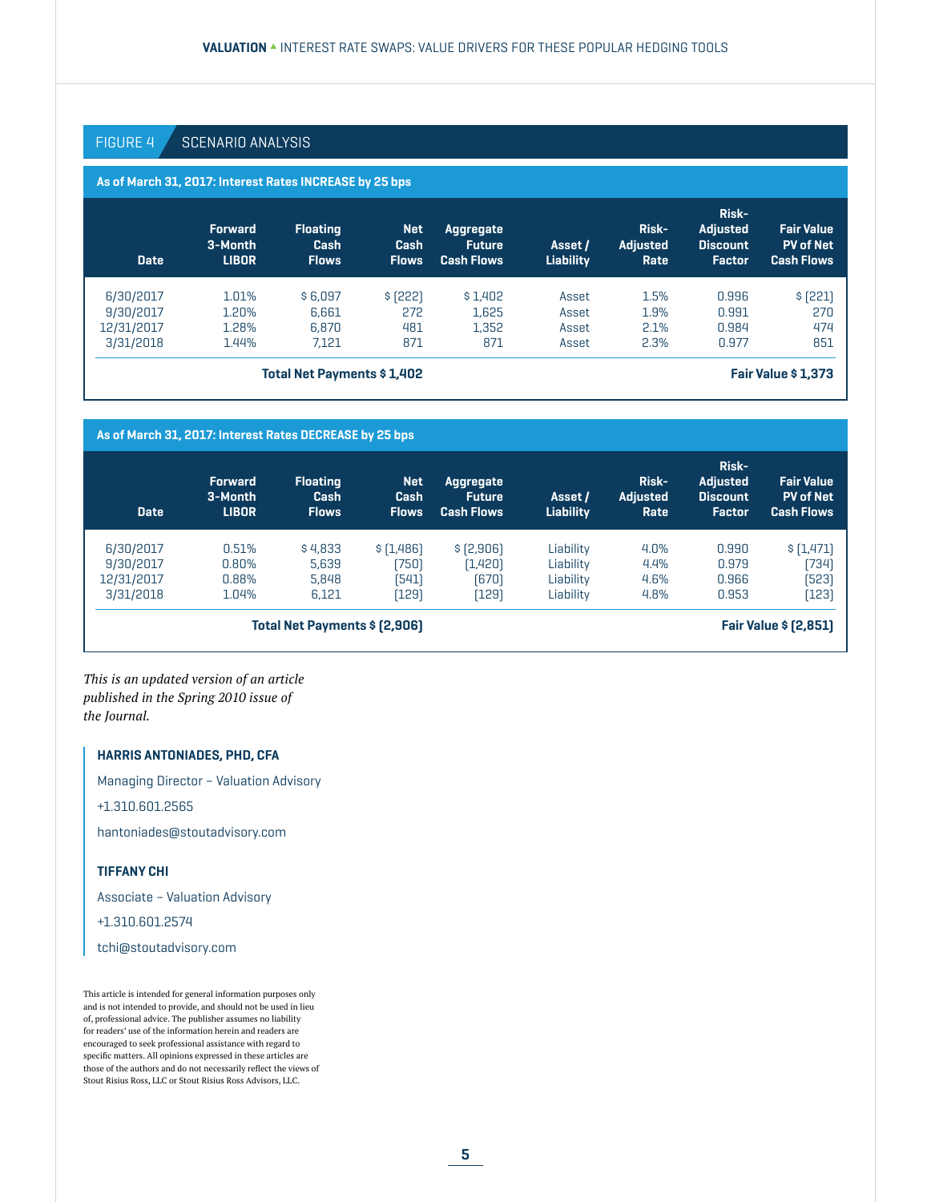## FIGURE 4 SCENARIO ANALYSIS

**As of March 31, 2017: Interest Rates INCREASE by 25 bps**

| Date | Forward 3-Month LIBOR | Floating Cash Flows | Net Cash Flows | Aggregate Future Cash Flows | Asset / Liability | Risk-Adjusted Rate | Risk-Adjusted Discount Factor | Fair Value PV of Net Cash Flows |
|---|---|---|---|---|---|---|---|---|
| 6/30/2017 | 1.01% | $ 6,097 | $ (222) | $ 1,402 | Asset | 1.5% | 0.996 | $ (221) |
| 9/30/2017 | 1.20% | 6,661 | 272 | 1,625 | Asset | 1.9% | 0.991 | 270 |
| 12/31/2017 | 1.28% | 6,870 | 481 | 1,352 | Asset | 2.1% | 0.984 | 474 |
| 3/31/2018 | 1.44% | 7,121 | 871 | 871 | Asset | 2.3% | 0.977 | 851 |
| | | | **Total Net Payments $ 1,402** | | | | | **Fair Value $ 1,373** |

**As of March 31, 2017: Interest Rates DECREASE by 25 bps**

| Date | Forward 3-Month LIBOR | Floating Cash Flows | Net Cash Flows | Aggregate Future Cash Flows | Asset / Liability | Risk-Adjusted Rate | Risk-Adjusted Discount Factor | Fair Value PV of Net Cash Flows |
|---|---|---|---|---|---|---|---|---|
| 6/30/2017 | 0.51% | $ 4,833 | $ (1,486) | $ (2,906) | Liability | 4.0% | 0.990 | $ (1,471) |
| 9/30/2017 | 0.80% | 5,639 | (750) | (1,420) | Liability | 4.4% | 0.979 | (734) |
| 12/31/2017 | 0.88% | 5,848 | (541) | (670) | Liability | 4.6% | 0.966 | (523) |
| 3/31/2018 | 1.04% | 6,121 | (129) | (129) | Liability | 4.8% | 0.953 | (123) |
| | | | **Total Net Payments $ (2,906)** | | | | | **Fair Value $ (2,851)** |

*This is an updated version of an article published in the Spring 2010 issue of the Journal.*

**HARRIS ANTONIADES, PHD, CFA**

Managing Director – Valuation Advisory

+1.310.601.2565

hantoniades@stoutadvisory.com

**TIFFANY CHI**

Associate – Valuation Advisory

+1.310.601.2574

tchi@stoutadvisory.com

This article is intended for general information purposes only and is not intended to provide, and should not be used in lieu of, professional advice. The publisher assumes no liability for readers' use of the information herein and readers are encouraged to seek professional assistance with regard to specific matters. All opinions expressed in these articles are those of the authors and do not necessarily reflect the views of Stout Risius Ross, LLC or Stout Risius Ross Advisors, LLC.